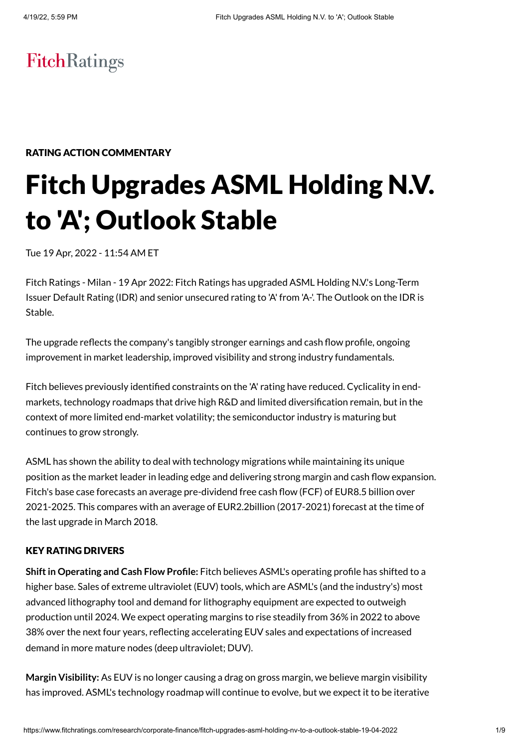Fitch Ratings

RATING ACTION COMMENTARY

# Fitch Upgrades ASML Holding N.V. to 'A'; Outlook Stable

Tue 19 Apr, 2022 - 11:54 AM ET

Fitch Ratings - Milan - 19 Apr 2022: Fitch Ratings has upgraded ASML Holding N.V.'s Long-Term Issuer Default Rating (IDR) and senior unsecured rating to 'A' from 'A-'. The Outlook on the IDR is Stable.

The upgrade reflects the company's tangibly stronger earnings and cash flow profile, ongoing improvement in market leadership, improved visibility and strong industry fundamentals.

Fitch believes previously identified constraints on the 'A' rating have reduced. Cyclicality in end-markets, technology roadmaps that drive high R&D and limited diversification remain, but in the context of more limited end-market volatility; the semiconductor industry is maturing but continues to grow strongly.

ASML has shown the ability to deal with technology migrations while maintaining its unique position as the market leader in leading edge and delivering strong margin and cash flow expansion. Fitch's base case forecasts an average pre-dividend free cash flow (FCF) of EUR8.5 billion over 2021-2025. This compares with an average of EUR2.2billion (2017-2021) forecast at the time of the last upgrade in March 2018.

## KEY RATING DRIVERS

**Shift in Operating and Cash Flow Profile:** Fitch believes ASML's operating profile has shifted to a higher base. Sales of extreme ultraviolet (EUV) tools, which are ASML's (and the industry's) most advanced lithography tool and demand for lithography equipment are expected to outweigh production until 2024. We expect operating margins to rise steadily from 36% in 2022 to above 38% over the next four years, reflecting accelerating EUV sales and expectations of increased demand in more mature nodes (deep ultraviolet; DUV).

**Margin Visibility:** As EUV is no longer causing a drag on gross margin, we believe margin visibility has improved. ASML's technology roadmap will continue to evolve, but we expect it to be iterative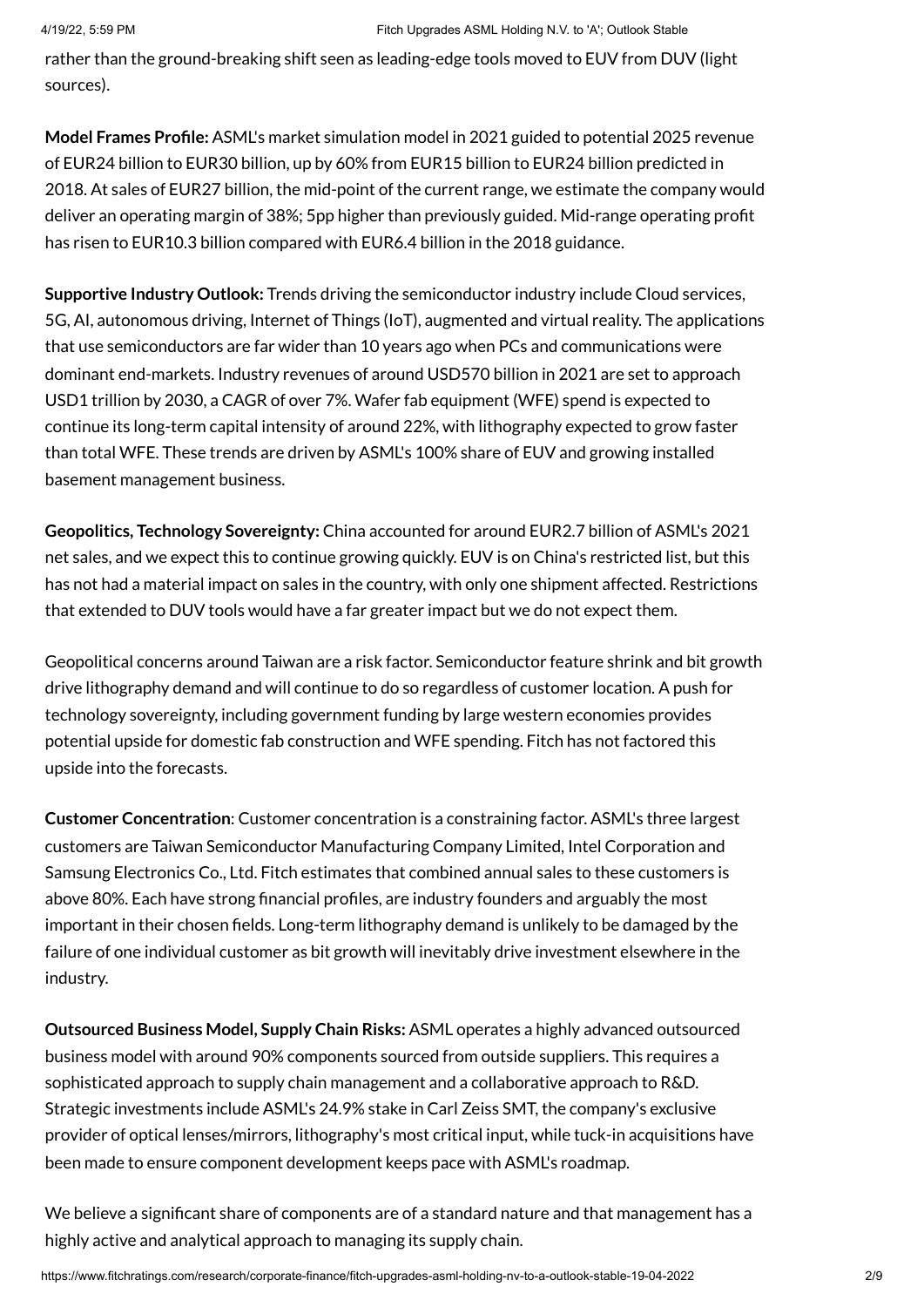rather than the ground-breaking shift seen as leading-edge tools moved to EUV from DUV (light sources).

**Model Frames Profile:** ASML's market simulation model in 2021 guided to potential 2025 revenue of EUR24 billion to EUR30 billion, up by 60% from EUR15 billion to EUR24 billion predicted in 2018. At sales of EUR27 billion, the mid-point of the current range, we estimate the company would deliver an operating margin of 38%; 5pp higher than previously guided. Mid-range operating profit has risen to EUR10.3 billion compared with EUR6.4 billion in the 2018 guidance.

**Supportive Industry Outlook:** Trends driving the semiconductor industry include Cloud services, 5G, AI, autonomous driving, Internet of Things (IoT), augmented and virtual reality. The applications that use semiconductors are far wider than 10 years ago when PCs and communications were dominant end-markets. Industry revenues of around USD570 billion in 2021 are set to approach USD1 trillion by 2030, a CAGR of over 7%. Wafer fab equipment (WFE) spend is expected to continue its long-term capital intensity of around 22%, with lithography expected to grow faster than total WFE. These trends are driven by ASML's 100% share of EUV and growing installed basement management business.

**Geopolitics, Technology Sovereignty:** China accounted for around EUR2.7 billion of ASML's 2021 net sales, and we expect this to continue growing quickly. EUV is on China's restricted list, but this has not had a material impact on sales in the country, with only one shipment affected. Restrictions that extended to DUV tools would have a far greater impact but we do not expect them.

Geopolitical concerns around Taiwan are a risk factor. Semiconductor feature shrink and bit growth drive lithography demand and will continue to do so regardless of customer location. A push for technology sovereignty, including government funding by large western economies provides potential upside for domestic fab construction and WFE spending. Fitch has not factored this upside into the forecasts.

**Customer Concentration**: Customer concentration is a constraining factor. ASML's three largest customers are Taiwan Semiconductor Manufacturing Company Limited, Intel Corporation and Samsung Electronics Co., Ltd. Fitch estimates that combined annual sales to these customers is above 80%. Each have strong financial profiles, are industry founders and arguably the most important in their chosen fields. Long-term lithography demand is unlikely to be damaged by the failure of one individual customer as bit growth will inevitably drive investment elsewhere in the industry.

**Outsourced Business Model, Supply Chain Risks:** ASML operates a highly advanced outsourced business model with around 90% components sourced from outside suppliers. This requires a sophisticated approach to supply chain management and a collaborative approach to R&D. Strategic investments include ASML's 24.9% stake in Carl Zeiss SMT, the company's exclusive provider of optical lenses/mirrors, lithography's most critical input, while tuck-in acquisitions have been made to ensure component development keeps pace with ASML's roadmap.

We believe a significant share of components are of a standard nature and that management has a highly active and analytical approach to managing its supply chain.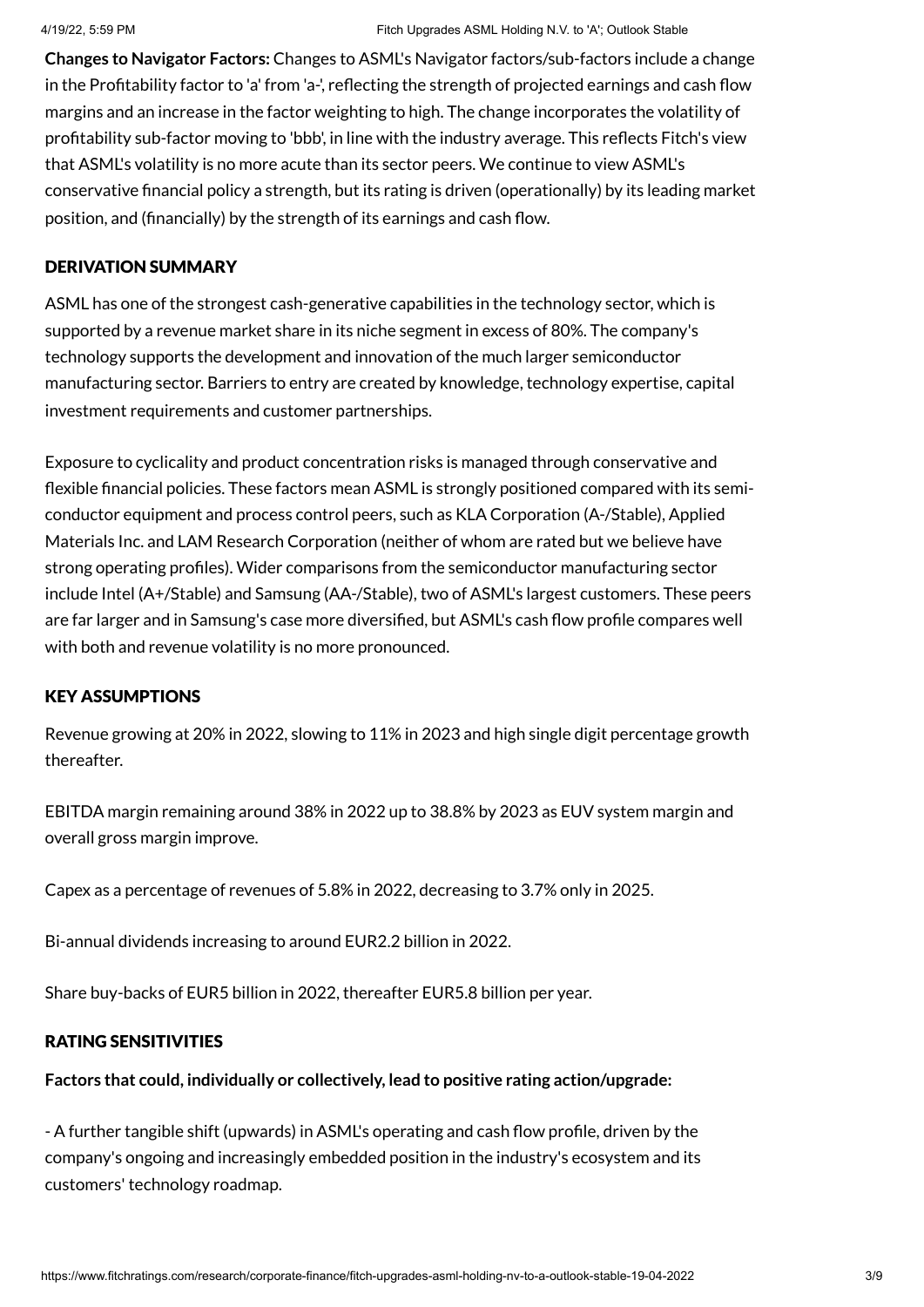**Changes to Navigator Factors:** Changes to ASML's Navigator factors/sub-factors include a change in the Profitability factor to 'a' from 'a-', reflecting the strength of projected earnings and cash flow margins and an increase in the factor weighting to high. The change incorporates the volatility of profitability sub-factor moving to 'bbb', in line with the industry average. This reflects Fitch's view that ASML's volatility is no more acute than its sector peers. We continue to view ASML's conservative financial policy a strength, but its rating is driven (operationally) by its leading market position, and (financially) by the strength of its earnings and cash flow.

## DERIVATION SUMMARY

ASML has one of the strongest cash-generative capabilities in the technology sector, which is supported by a revenue market share in its niche segment in excess of 80%. The company's technology supports the development and innovation of the much larger semiconductor manufacturing sector. Barriers to entry are created by knowledge, technology expertise, capital investment requirements and customer partnerships.

Exposure to cyclicality and product concentration risks is managed through conservative and flexible financial policies. These factors mean ASML is strongly positioned compared with its semi-conductor equipment and process control peers, such as KLA Corporation (A-/Stable), Applied Materials Inc. and LAM Research Corporation (neither of whom are rated but we believe have strong operating profiles). Wider comparisons from the semiconductor manufacturing sector include Intel (A+/Stable) and Samsung (AA-/Stable), two of ASML's largest customers. These peers are far larger and in Samsung's case more diversified, but ASML's cash flow profile compares well with both and revenue volatility is no more pronounced.

## KEY ASSUMPTIONS

Revenue growing at 20% in 2022, slowing to 11% in 2023 and high single digit percentage growth thereafter.

EBITDA margin remaining around 38% in 2022 up to 38.8% by 2023 as EUV system margin and overall gross margin improve.

Capex as a percentage of revenues of 5.8% in 2022, decreasing to 3.7% only in 2025.

Bi-annual dividends increasing to around EUR2.2 billion in 2022.

Share buy-backs of EUR5 billion in 2022, thereafter EUR5.8 billion per year.

## RATING SENSITIVITIES

**Factors that could, individually or collectively, lead to positive rating action/upgrade:**

- A further tangible shift (upwards) in ASML's operating and cash flow profile, driven by the company's ongoing and increasingly embedded position in the industry's ecosystem and its customers' technology roadmap.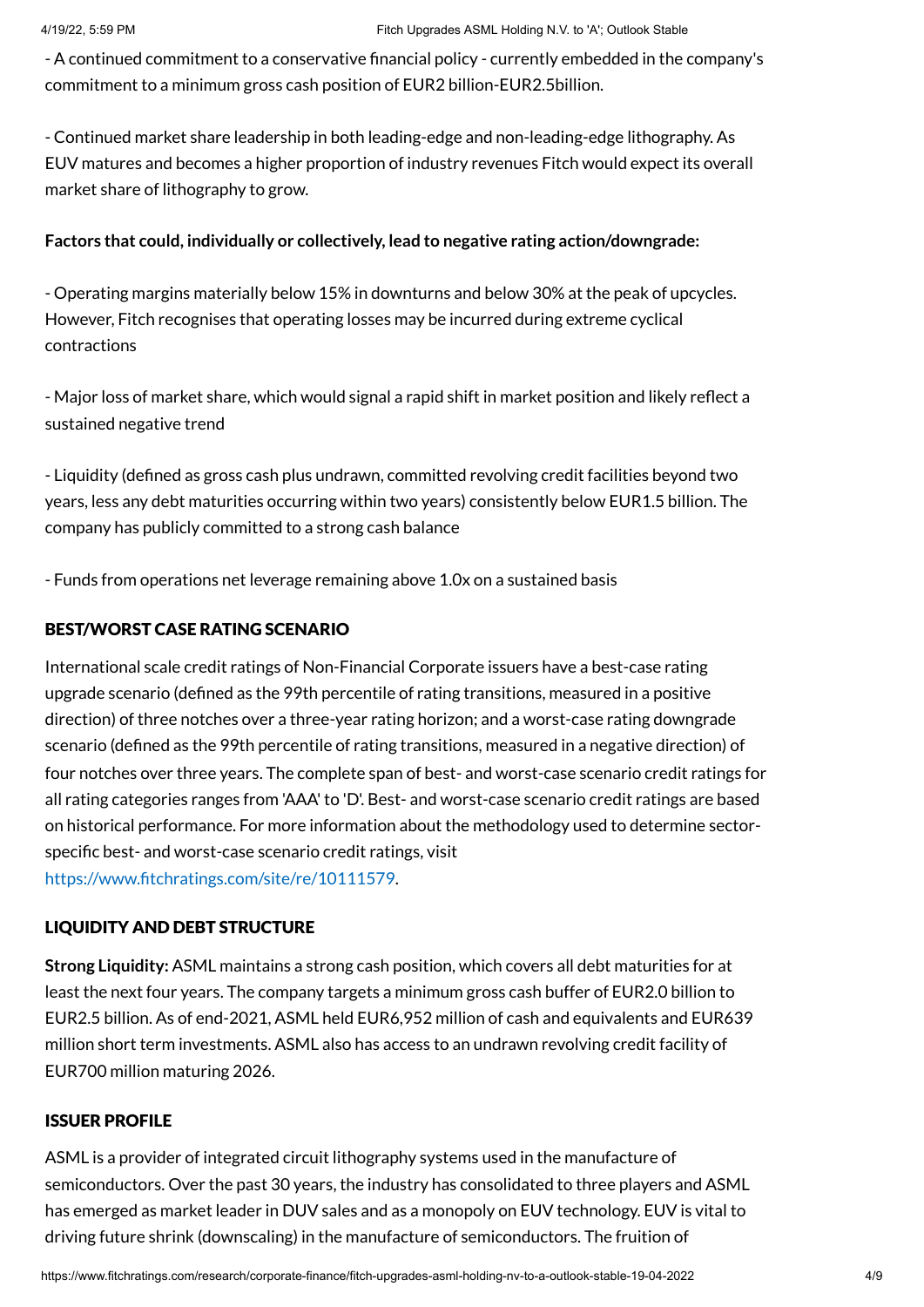- A continued commitment to a conservative financial policy - currently embedded in the company's commitment to a minimum gross cash position of EUR2 billion-EUR2.5billion.

- Continued market share leadership in both leading-edge and non-leading-edge lithography. As EUV matures and becomes a higher proportion of industry revenues Fitch would expect its overall market share of lithography to grow.

**Factors that could, individually or collectively, lead to negative rating action/downgrade:**

- Operating margins materially below 15% in downturns and below 30% at the peak of upcycles. However, Fitch recognises that operating losses may be incurred during extreme cyclical contractions

- Major loss of market share, which would signal a rapid shift in market position and likely reflect a sustained negative trend

- Liquidity (defined as gross cash plus undrawn, committed revolving credit facilities beyond two years, less any debt maturities occurring within two years) consistently below EUR1.5 billion. The company has publicly committed to a strong cash balance

- Funds from operations net leverage remaining above 1.0x on a sustained basis

## BEST/WORST CASE RATING SCENARIO

International scale credit ratings of Non-Financial Corporate issuers have a best-case rating upgrade scenario (defined as the 99th percentile of rating transitions, measured in a positive direction) of three notches over a three-year rating horizon; and a worst-case rating downgrade scenario (defined as the 99th percentile of rating transitions, measured in a negative direction) of four notches over three years. The complete span of best- and worst-case scenario credit ratings for all rating categories ranges from 'AAA' to 'D'. Best- and worst-case scenario credit ratings are based on historical performance. For more information about the methodology used to determine sector-specific best- and worst-case scenario credit ratings, visit https://www.fitchratings.com/site/re/10111579.

## LIQUIDITY AND DEBT STRUCTURE

**Strong Liquidity:** ASML maintains a strong cash position, which covers all debt maturities for at least the next four years. The company targets a minimum gross cash buffer of EUR2.0 billion to EUR2.5 billion. As of end-2021, ASML held EUR6,952 million of cash and equivalents and EUR639 million short term investments. ASML also has access to an undrawn revolving credit facility of EUR700 million maturing 2026.

## ISSUER PROFILE

ASML is a provider of integrated circuit lithography systems used in the manufacture of semiconductors. Over the past 30 years, the industry has consolidated to three players and ASML has emerged as market leader in DUV sales and as a monopoly on EUV technology. EUV is vital to driving future shrink (downscaling) in the manufacture of semiconductors. The fruition of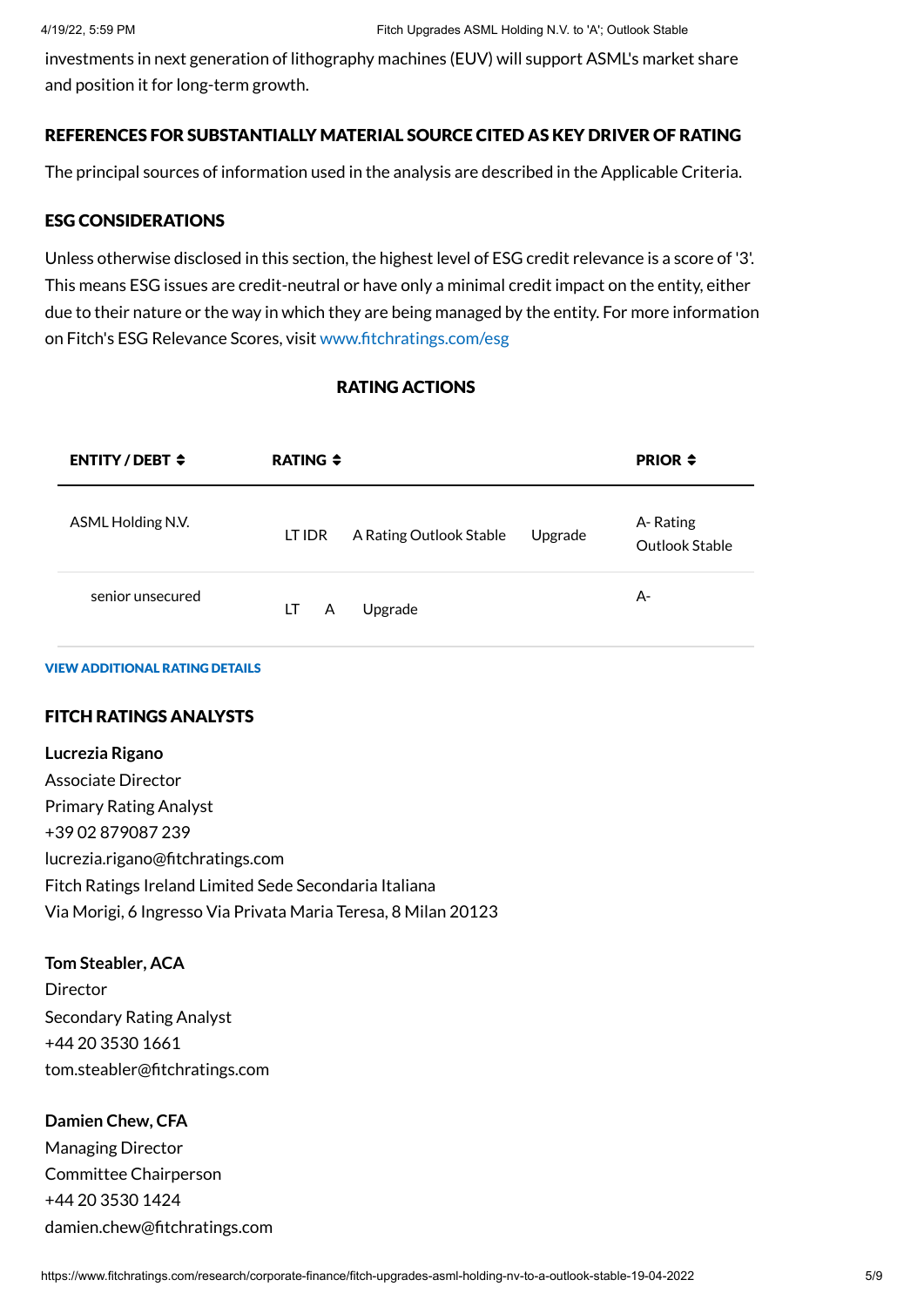investments in next generation of lithography machines (EUV) will support ASML's market share and position it for long-term growth.

## REFERENCES FOR SUBSTANTIALLY MATERIAL SOURCE CITED AS KEY DRIVER OF RATING

The principal sources of information used in the analysis are described in the Applicable Criteria.

## ESG CONSIDERATIONS

Unless otherwise disclosed in this section, the highest level of ESG credit relevance is a score of '3'. This means ESG issues are credit-neutral or have only a minimal credit impact on the entity, either due to their nature or the way in which they are being managed by the entity. For more information on Fitch's ESG Relevance Scores, visit www.fitchratings.com/esg

## RATING ACTIONS

| ENTITY / DEBT | RATING | | | PRIOR |
|---|---|---|---|---|
| ASML Holding N.V. | LT IDR | A Rating Outlook Stable | Upgrade | A- Rating Outlook Stable |
| senior unsecured | LT | A | Upgrade | A- |

VIEW ADDITIONAL RATING DETAILS

## FITCH RATINGS ANALYSTS

**Lucrezia Rigano**
Associate Director
Primary Rating Analyst
+39 02 879087 239
lucrezia.rigano@fitchratings.com
Fitch Ratings Ireland Limited Sede Secondaria Italiana
Via Morigi, 6 Ingresso Via Privata Maria Teresa, 8 Milan 20123

**Tom Steabler, ACA**
Director
Secondary Rating Analyst
+44 20 3530 1661
tom.steabler@fitchratings.com

**Damien Chew, CFA**
Managing Director
Committee Chairperson
+44 20 3530 1424
damien.chew@fitchratings.com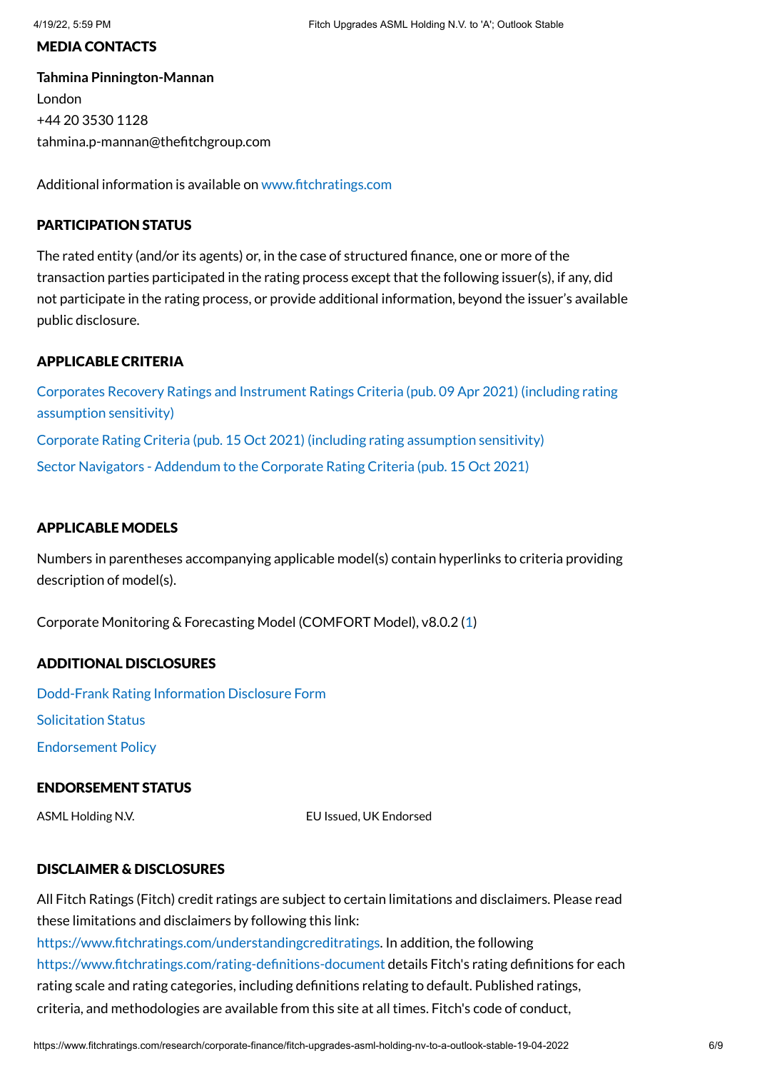## MEDIA CONTACTS

**Tahmina Pinnington-Mannan**
London
+44 20 3530 1128
tahmina.p-mannan@thefitchgroup.com

Additional information is available on www.fitchratings.com

## PARTICIPATION STATUS

The rated entity (and/or its agents) or, in the case of structured finance, one or more of the transaction parties participated in the rating process except that the following issuer(s), if any, did not participate in the rating process, or provide additional information, beyond the issuer's available public disclosure.

## APPLICABLE CRITERIA

Corporates Recovery Ratings and Instrument Ratings Criteria (pub. 09 Apr 2021) (including rating assumption sensitivity)

Corporate Rating Criteria (pub. 15 Oct 2021) (including rating assumption sensitivity)

Sector Navigators - Addendum to the Corporate Rating Criteria (pub. 15 Oct 2021)

## APPLICABLE MODELS

Numbers in parentheses accompanying applicable model(s) contain hyperlinks to criteria providing description of model(s).

Corporate Monitoring & Forecasting Model (COMFORT Model), v8.0.2 (1)

## ADDITIONAL DISCLOSURES

Dodd-Frank Rating Information Disclosure Form

Solicitation Status

Endorsement Policy

## ENDORSEMENT STATUS

| ASML Holding N.V. | EU Issued, UK Endorsed |
| --- | --- |

## DISCLAIMER & DISCLOSURES

All Fitch Ratings (Fitch) credit ratings are subject to certain limitations and disclaimers. Please read these limitations and disclaimers by following this link: https://www.fitchratings.com/understandingcreditratings. In addition, the following https://www.fitchratings.com/rating-definitions-document details Fitch's rating definitions for each rating scale and rating categories, including definitions relating to default. Published ratings, criteria, and methodologies are available from this site at all times. Fitch's code of conduct,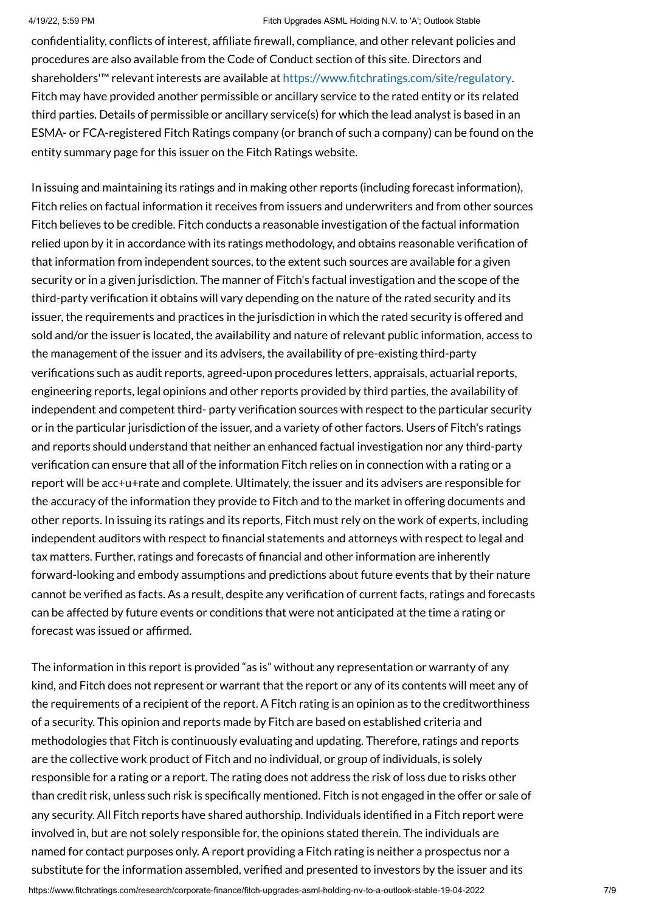confidentiality, conflicts of interest, affiliate firewall, compliance, and other relevant policies and procedures are also available from the Code of Conduct section of this site. Directors and shareholders'™ relevant interests are available at https://www.fitchratings.com/site/regulatory. Fitch may have provided another permissible or ancillary service to the rated entity or its related third parties. Details of permissible or ancillary service(s) for which the lead analyst is based in an ESMA- or FCA-registered Fitch Ratings company (or branch of such a company) can be found on the entity summary page for this issuer on the Fitch Ratings website.

In issuing and maintaining its ratings and in making other reports (including forecast information), Fitch relies on factual information it receives from issuers and underwriters and from other sources Fitch believes to be credible. Fitch conducts a reasonable investigation of the factual information relied upon by it in accordance with its ratings methodology, and obtains reasonable verification of that information from independent sources, to the extent such sources are available for a given security or in a given jurisdiction. The manner of Fitch's factual investigation and the scope of the third-party verification it obtains will vary depending on the nature of the rated security and its issuer, the requirements and practices in the jurisdiction in which the rated security is offered and sold and/or the issuer is located, the availability and nature of relevant public information, access to the management of the issuer and its advisers, the availability of pre-existing third-party verifications such as audit reports, agreed-upon procedures letters, appraisals, actuarial reports, engineering reports, legal opinions and other reports provided by third parties, the availability of independent and competent third- party verification sources with respect to the particular security or in the particular jurisdiction of the issuer, and a variety of other factors. Users of Fitch's ratings and reports should understand that neither an enhanced factual investigation nor any third-party verification can ensure that all of the information Fitch relies on in connection with a rating or a report will be acc+u+rate and complete. Ultimately, the issuer and its advisers are responsible for the accuracy of the information they provide to Fitch and to the market in offering documents and other reports. In issuing its ratings and its reports, Fitch must rely on the work of experts, including independent auditors with respect to financial statements and attorneys with respect to legal and tax matters. Further, ratings and forecasts of financial and other information are inherently forward-looking and embody assumptions and predictions about future events that by their nature cannot be verified as facts. As a result, despite any verification of current facts, ratings and forecasts can be affected by future events or conditions that were not anticipated at the time a rating or forecast was issued or affirmed.

The information in this report is provided "as is" without any representation or warranty of any kind, and Fitch does not represent or warrant that the report or any of its contents will meet any of the requirements of a recipient of the report. A Fitch rating is an opinion as to the creditworthiness of a security. This opinion and reports made by Fitch are based on established criteria and methodologies that Fitch is continuously evaluating and updating. Therefore, ratings and reports are the collective work product of Fitch and no individual, or group of individuals, is solely responsible for a rating or a report. The rating does not address the risk of loss due to risks other than credit risk, unless such risk is specifically mentioned. Fitch is not engaged in the offer or sale of any security. All Fitch reports have shared authorship. Individuals identified in a Fitch report were involved in, but are not solely responsible for, the opinions stated therein. The individuals are named for contact purposes only. A report providing a Fitch rating is neither a prospectus nor a substitute for the information assembled, verified and presented to investors by the issuer and its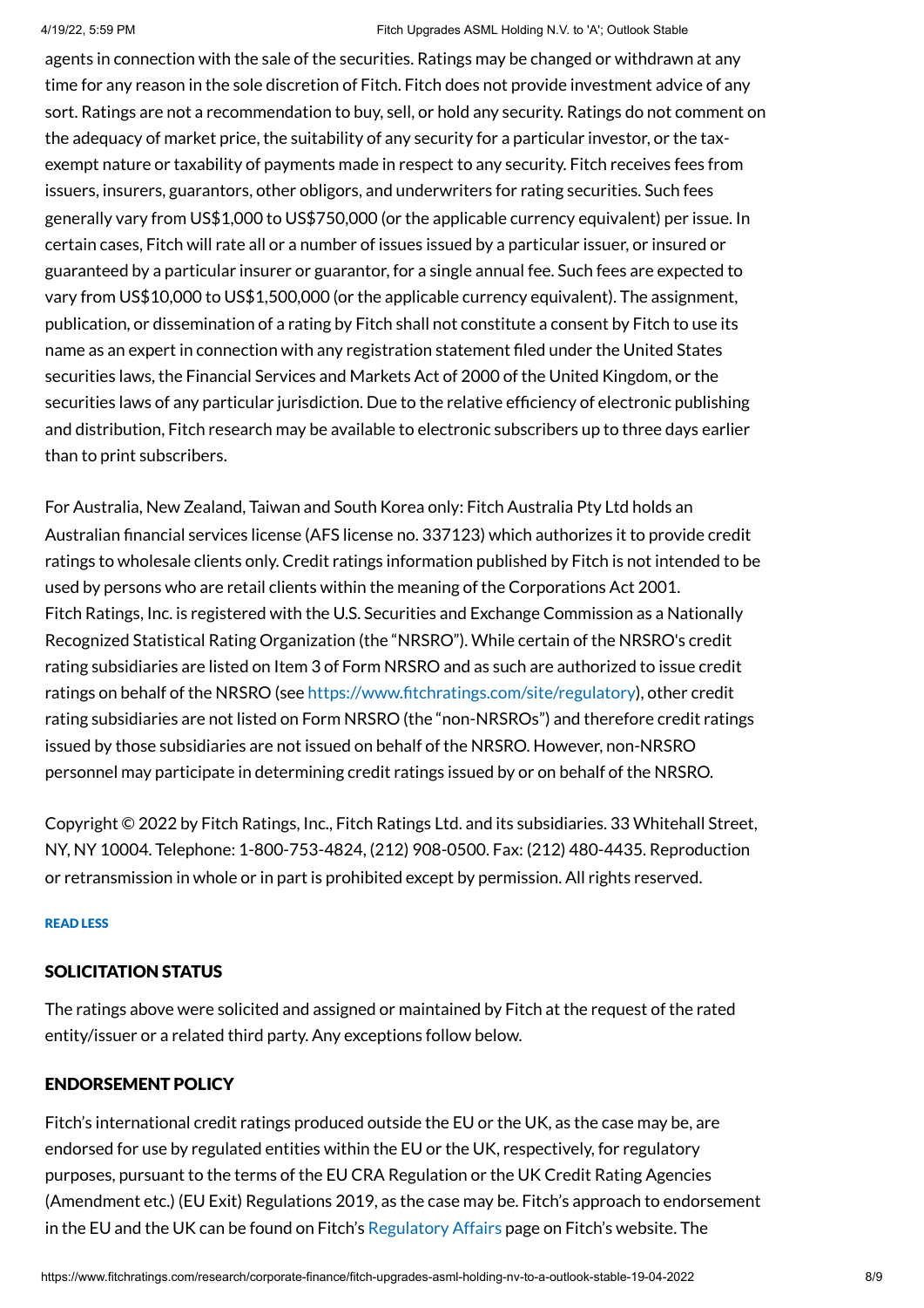agents in connection with the sale of the securities. Ratings may be changed or withdrawn at any time for any reason in the sole discretion of Fitch. Fitch does not provide investment advice of any sort. Ratings are not a recommendation to buy, sell, or hold any security. Ratings do not comment on the adequacy of market price, the suitability of any security for a particular investor, or the tax-exempt nature or taxability of payments made in respect to any security. Fitch receives fees from issuers, insurers, guarantors, other obligors, and underwriters for rating securities. Such fees generally vary from US$1,000 to US$750,000 (or the applicable currency equivalent) per issue. In certain cases, Fitch will rate all or a number of issues issued by a particular issuer, or insured or guaranteed by a particular insurer or guarantor, for a single annual fee. Such fees are expected to vary from US$10,000 to US$1,500,000 (or the applicable currency equivalent). The assignment, publication, or dissemination of a rating by Fitch shall not constitute a consent by Fitch to use its name as an expert in connection with any registration statement filed under the United States securities laws, the Financial Services and Markets Act of 2000 of the United Kingdom, or the securities laws of any particular jurisdiction. Due to the relative efficiency of electronic publishing and distribution, Fitch research may be available to electronic subscribers up to three days earlier than to print subscribers.

For Australia, New Zealand, Taiwan and South Korea only: Fitch Australia Pty Ltd holds an Australian financial services license (AFS license no. 337123) which authorizes it to provide credit ratings to wholesale clients only. Credit ratings information published by Fitch is not intended to be used by persons who are retail clients within the meaning of the Corporations Act 2001. Fitch Ratings, Inc. is registered with the U.S. Securities and Exchange Commission as a Nationally Recognized Statistical Rating Organization (the "NRSRO"). While certain of the NRSRO's credit rating subsidiaries are listed on Item 3 of Form NRSRO and as such are authorized to issue credit ratings on behalf of the NRSRO (see https://www.fitchratings.com/site/regulatory), other credit rating subsidiaries are not listed on Form NRSRO (the "non-NRSROs") and therefore credit ratings issued by those subsidiaries are not issued on behalf of the NRSRO. However, non-NRSRO personnel may participate in determining credit ratings issued by or on behalf of the NRSRO.

Copyright © 2022 by Fitch Ratings, Inc., Fitch Ratings Ltd. and its subsidiaries. 33 Whitehall Street, NY, NY 10004. Telephone: 1-800-753-4824, (212) 908-0500. Fax: (212) 480-4435. Reproduction or retransmission in whole or in part is prohibited except by permission. All rights reserved.

READ LESS

## SOLICITATION STATUS

The ratings above were solicited and assigned or maintained by Fitch at the request of the rated entity/issuer or a related third party. Any exceptions follow below.

## ENDORSEMENT POLICY

Fitch's international credit ratings produced outside the EU or the UK, as the case may be, are endorsed for use by regulated entities within the EU or the UK, respectively, for regulatory purposes, pursuant to the terms of the EU CRA Regulation or the UK Credit Rating Agencies (Amendment etc.) (EU Exit) Regulations 2019, as the case may be. Fitch's approach to endorsement in the EU and the UK can be found on Fitch's Regulatory Affairs page on Fitch's website. The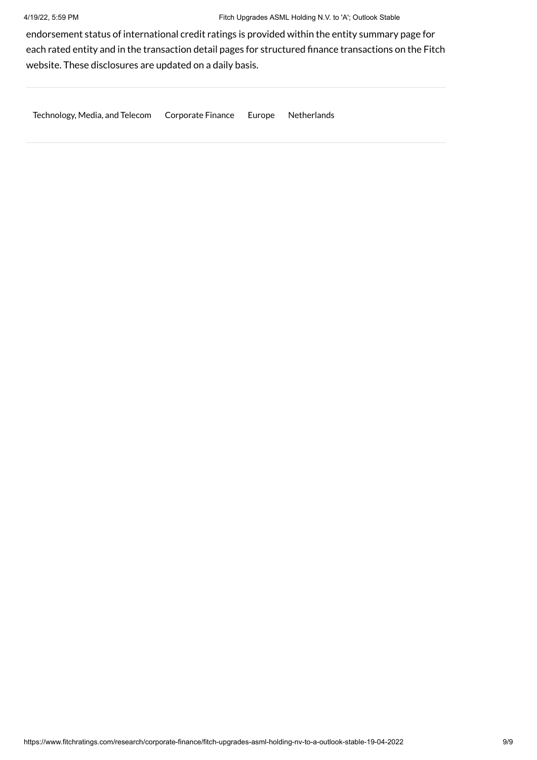endorsement status of international credit ratings is provided within the entity summary page for each rated entity and in the transaction detail pages for structured finance transactions on the Fitch website. These disclosures are updated on a daily basis.

Technology, Media, and Telecom    Corporate Finance    Europe    Netherlands